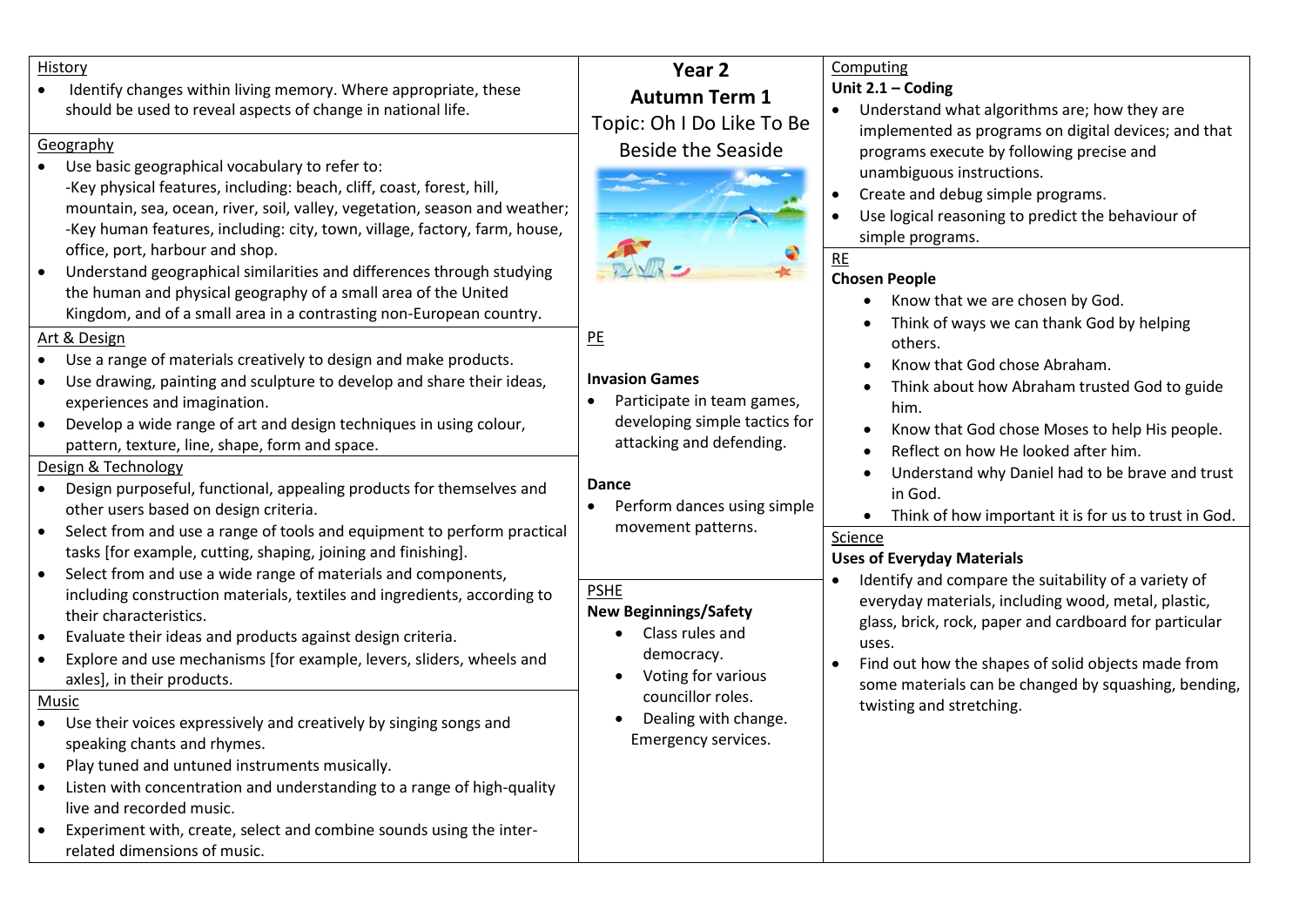# Year 2

## Autumn Term 1

### Topic: Oh I Do Like To Be Beside the Seaside

## History

- Identify changes within living memory. Where appropriate, these should be used to reveal aspects of change in national life.

## Geography

- Use basic geographical vocabulary to refer to:
  -Key physical features, including: beach, cliff, coast, forest, hill, mountain, sea, ocean, river, soil, valley, vegetation, season and weather;
  -Key human features, including: city, town, village, factory, farm, house, office, port, harbour and shop.
- Understand geographical similarities and differences through studying the human and physical geography of a small area of the United Kingdom, and of a small area in a contrasting non-European country.

## Art & Design

- Use a range of materials creatively to design and make products.
- Use drawing, painting and sculpture to develop and share their ideas, experiences and imagination.
- Develop a wide range of art and design techniques in using colour, pattern, texture, line, shape, form and space.

## Design & Technology

- Design purposeful, functional, appealing products for themselves and other users based on design criteria.
- Select from and use a range of tools and equipment to perform practical tasks [for example, cutting, shaping, joining and finishing].
- Select from and use a wide range of materials and components, including construction materials, textiles and ingredients, according to their characteristics.
- Evaluate their ideas and products against design criteria.
- Explore and use mechanisms [for example, levers, sliders, wheels and axles], in their products.

## Music

- Use their voices expressively and creatively by singing songs and speaking chants and rhymes.
- Play tuned and untuned instruments musically.
- Listen with concentration and understanding to a range of high-quality live and recorded music.
- Experiment with, create, select and combine sounds using the inter-related dimensions of music.

## PE

**Invasion Games**

- Participate in team games, developing simple tactics for attacking and defending.

**Dance**

- Perform dances using simple movement patterns.

## PSHE

**New Beginnings/Safety**

- Class rules and democracy.
- Voting for various councillor roles.
- Dealing with change. Emergency services.

## Computing

**Unit 2.1 – Coding**

- Understand what algorithms are; how they are implemented as programs on digital devices; and that programs execute by following precise and unambiguous instructions.
- Create and debug simple programs.
- Use logical reasoning to predict the behaviour of simple programs.

## RE

**Chosen People**

- Know that we are chosen by God.
- Think of ways we can thank God by helping others.
- Know that God chose Abraham.
- Think about how Abraham trusted God to guide him.
- Know that God chose Moses to help His people.
- Reflect on how He looked after him.
- Understand why Daniel had to be brave and trust in God.
- Think of how important it is for us to trust in God.

## Science

**Uses of Everyday Materials**

- Identify and compare the suitability of a variety of everyday materials, including wood, metal, plastic, glass, brick, rock, paper and cardboard for particular uses.
- Find out how the shapes of solid objects made from some materials can be changed by squashing, bending, twisting and stretching.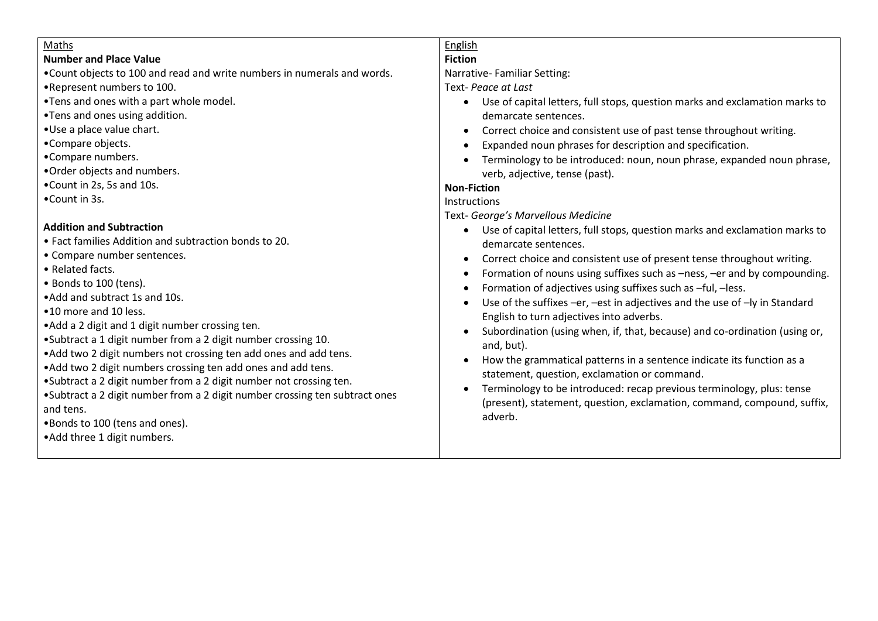Maths

**Number and Place Value**

- Count objects to 100 and read and write numbers in numerals and words.
- Represent numbers to 100.
- Tens and ones with a part whole model.
- Tens and ones using addition.
- Use a place value chart.
- Compare objects.
- Compare numbers.
- Order objects and numbers.
- Count in 2s, 5s and 10s.
- Count in 3s.

**Addition and Subtraction**

- Fact families Addition and subtraction bonds to 20.
- Compare number sentences.
- Related facts.
- Bonds to 100 (tens).
- Add and subtract 1s and 10s.
- 10 more and 10 less.
- Add a 2 digit and 1 digit number crossing ten.
- Subtract a 1 digit number from a 2 digit number crossing 10.
- Add two 2 digit numbers not crossing ten add ones and add tens.
- Add two 2 digit numbers crossing ten add ones and add tens.
- Subtract a 2 digit number from a 2 digit number not crossing ten.
- Subtract a 2 digit number from a 2 digit number crossing ten subtract ones and tens.
- Bonds to 100 (tens and ones).
- Add three 1 digit numbers.

English

**Fiction**

Narrative- Familiar Setting:

Text- *Peace at Last*

- Use of capital letters, full stops, question marks and exclamation marks to demarcate sentences.
- Correct choice and consistent use of past tense throughout writing.
- Expanded noun phrases for description and specification.
- Terminology to be introduced: noun, noun phrase, expanded noun phrase, verb, adjective, tense (past).

**Non-Fiction**

Instructions

Text- *George's Marvellous Medicine*

- Use of capital letters, full stops, question marks and exclamation marks to demarcate sentences.
- Correct choice and consistent use of present tense throughout writing.
- Formation of nouns using suffixes such as –ness, –er and by compounding.
- Formation of adjectives using suffixes such as –ful, –less.
- Use of the suffixes –er, –est in adjectives and the use of –ly in Standard English to turn adjectives into adverbs.
- Subordination (using when, if, that, because) and co-ordination (using or, and, but).
- How the grammatical patterns in a sentence indicate its function as a statement, question, exclamation or command.
- Terminology to be introduced: recap previous terminology, plus: tense (present), statement, question, exclamation, command, compound, suffix, adverb.